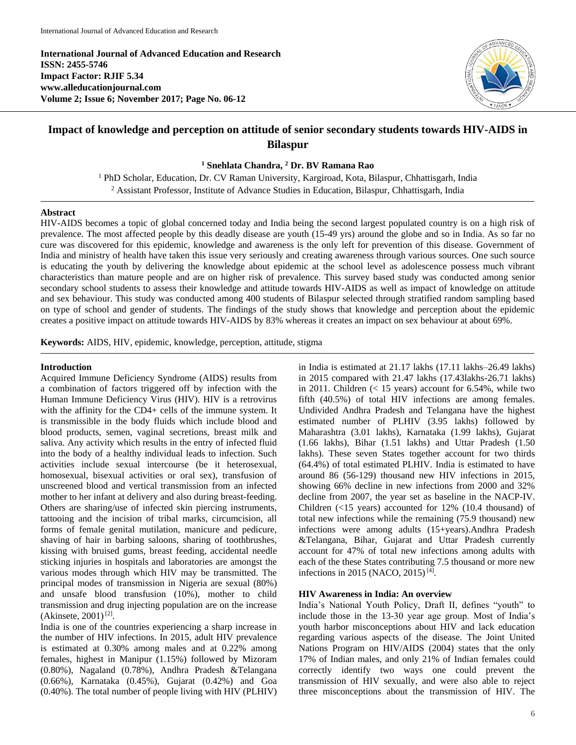International Journal of Advanced Education and Research
**ISSN: 2455-5746**
**Impact Factor: RJIF 5.34**
**www.alleducationjournal.com**
**Volume 2; Issue 6; November 2017; Page No. 06-12**

# Impact of knowledge and perception on attitude of senior secondary students towards HIV-AIDS in Bilaspur

**[1] Snehlata Chandra, [2] Dr. BV Ramana Rao**

[1] PhD Scholar, Education, Dr. CV Raman University, Kargiroad, Kota, Bilaspur, Chhattisgarh, India
[2] Assistant Professor, Institute of Advance Studies in Education, Bilaspur, Chhattisgarh, India

**Abstract**

HIV-AIDS becomes a topic of global concerned today and India being the second largest populated country is on a high risk of prevalence. The most affected people by this deadly disease are youth (15-49 yrs) around the globe and so in India. As so far no cure was discovered for this epidemic, knowledge and awareness is the only left for prevention of this disease. Government of India and ministry of health have taken this issue very seriously and creating awareness through various sources. One such source is educating the youth by delivering the knowledge about epidemic at the school level as adolescence possess much vibrant characteristics than mature people and are on higher risk of prevalence. This survey based study was conducted among senior secondary school students to assess their knowledge and attitude towards HIV-AIDS as well as impact of knowledge on attitude and sex behaviour. This study was conducted among 400 students of Bilaspur selected through stratified random sampling based on type of school and gender of students. The findings of the study shows that knowledge and perception about the epidemic creates a positive impact on attitude towards HIV-AIDS by 83% whereas it creates an impact on sex behaviour at about 69%.

**Keywords:** AIDS, HIV, epidemic, knowledge, perception, attitude, stigma

## Introduction

Acquired Immune Deficiency Syndrome (AIDS) results from a combination of factors triggered off by infection with the Human Immune Deficiency Virus (HIV). HIV is a retrovirus with the affinity for the CD4+ cells of the immune system. It is transmissible in the body fluids which include blood and blood products, semen, vaginal secretions, breast milk and saliva. Any activity which results in the entry of infected fluid into the body of a healthy individual leads to infection. Such activities include sexual intercourse (be it heterosexual, homosexual, bisexual activities or oral sex), transfusion of unscreened blood and vertical transmission from an infected mother to her infant at delivery and also during breast-feeding. Others are sharing/use of infected skin piercing instruments, tattooing and the incision of tribal marks, circumcision, all forms of female genital mutilation, manicure and pedicure, shaving of hair in barbing saloons, sharing of toothbrushes, kissing with bruised gums, breast feeding, accidental needle sticking injuries in hospitals and laboratories are amongst the various modes through which HIV may be transmitted. The principal modes of transmission in Nigeria are sexual (80%) and unsafe blood transfusion (10%), mother to child transmission and drug injecting population are on the increase (Akinsete, 2001) [2].

India is one of the countries experiencing a sharp increase in the number of HIV infections. In 2015, adult HIV prevalence is estimated at 0.30% among males and at 0.22% among females, highest in Manipur (1.15%) followed by Mizoram (0.80%), Nagaland (0.78%), Andhra Pradesh &Telangana (0.66%), Karnataka (0.45%), Gujarat (0.42%) and Goa (0.40%). The total number of people living with HIV (PLHIV) in India is estimated at 21.17 lakhs (17.11 lakhs–26.49 lakhs) in 2015 compared with 21.47 lakhs (17.43lakhs-26.71 lakhs) in 2011. Children (< 15 years) account for 6.54%, while two fifth (40.5%) of total HIV infections are among females. Undivided Andhra Pradesh and Telangana have the highest estimated number of PLHIV (3.95 lakhs) followed by Maharashtra (3.01 lakhs), Karnataka (1.99 lakhs), Gujarat (1.66 lakhs), Bihar (1.51 lakhs) and Uttar Pradesh (1.50 lakhs). These seven States together account for two thirds (64.4%) of total estimated PLHIV. India is estimated to have around 86 (56-129) thousand new HIV infections in 2015, showing 66% decline in new infections from 2000 and 32% decline from 2007, the year set as baseline in the NACP-IV. Children (<15 years) accounted for 12% (10.4 thousand) of total new infections while the remaining (75.9 thousand) new infections were among adults (15+years).Andhra Pradesh &Telangana, Bihar, Gujarat and Uttar Pradesh currently account for 47% of total new infections among adults with each of the these States contributing 7.5 thousand or more new infections in 2015 (NACO, 2015) [4].

### HIV Awareness in India: An overview

India's National Youth Policy, Draft II, defines "youth" to include those in the 13-30 year age group. Most of India's youth harbor misconceptions about HIV and lack education regarding various aspects of the disease. The Joint United Nations Program on HIV/AIDS (2004) states that the only 17% of Indian males, and only 21% of Indian females could correctly identify two ways one could prevent the transmission of HIV sexually, and were also able to reject three misconceptions about the transmission of HIV. The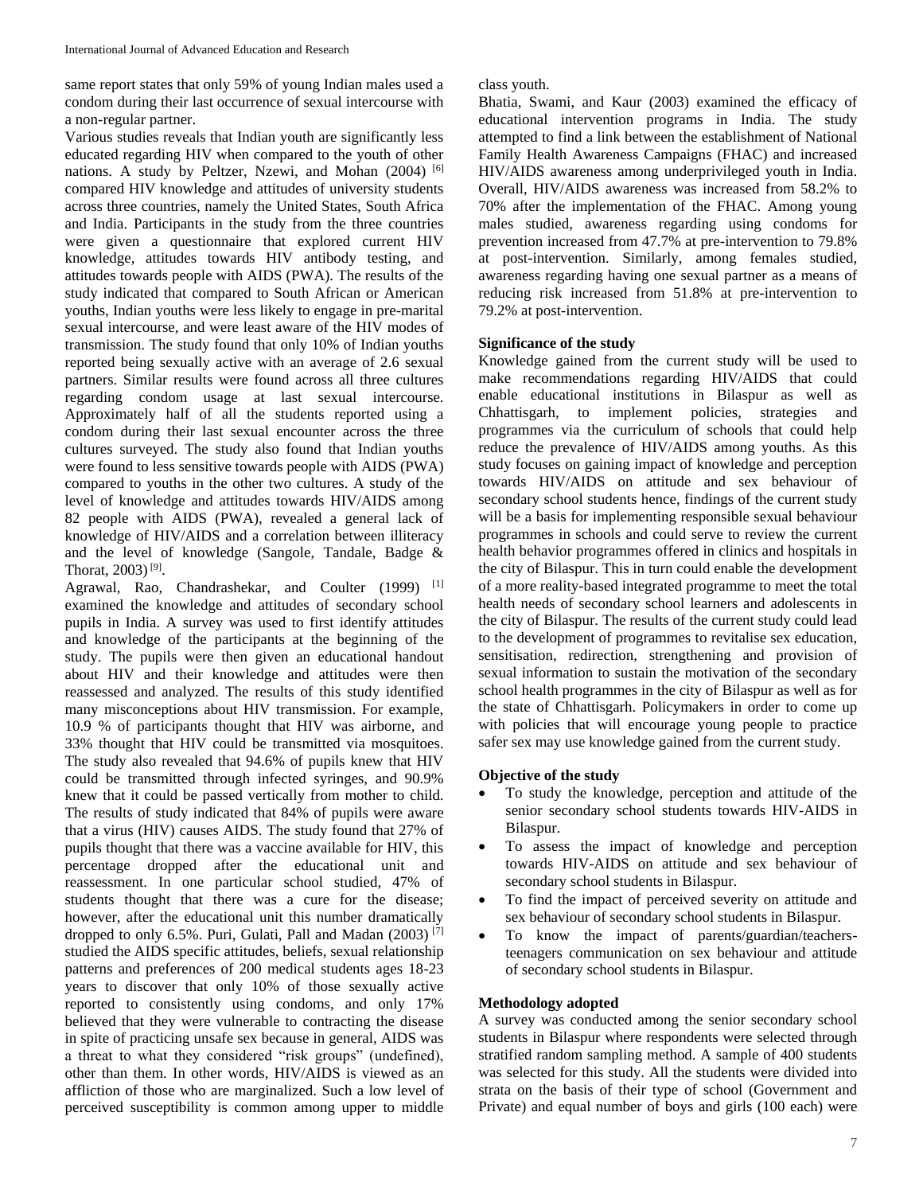same report states that only 59% of young Indian males used a condom during their last occurrence of sexual intercourse with a non-regular partner.

Various studies reveals that Indian youth are significantly less educated regarding HIV when compared to the youth of other nations. A study by Peltzer, Nzewi, and Mohan (2004) [6] compared HIV knowledge and attitudes of university students across three countries, namely the United States, South Africa and India. Participants in the study from the three countries were given a questionnaire that explored current HIV knowledge, attitudes towards HIV antibody testing, and attitudes towards people with AIDS (PWA). The results of the study indicated that compared to South African or American youths, Indian youths were less likely to engage in pre-marital sexual intercourse, and were least aware of the HIV modes of transmission. The study found that only 10% of Indian youths reported being sexually active with an average of 2.6 sexual partners. Similar results were found across all three cultures regarding condom usage at last sexual intercourse. Approximately half of all the students reported using a condom during their last sexual encounter across the three cultures surveyed. The study also found that Indian youths were found to less sensitive towards people with AIDS (PWA) compared to youths in the other two cultures. A study of the level of knowledge and attitudes towards HIV/AIDS among 82 people with AIDS (PWA), revealed a general lack of knowledge of HIV/AIDS and a correlation between illiteracy and the level of knowledge (Sangole, Tandale, Badge & Thorat, 2003) [9].

Agrawal, Rao, Chandrashekar, and Coulter (1999) [1] examined the knowledge and attitudes of secondary school pupils in India. A survey was used to first identify attitudes and knowledge of the participants at the beginning of the study. The pupils were then given an educational handout about HIV and their knowledge and attitudes were then reassessed and analyzed. The results of this study identified many misconceptions about HIV transmission. For example, 10.9 % of participants thought that HIV was airborne, and 33% thought that HIV could be transmitted via mosquitoes. The study also revealed that 94.6% of pupils knew that HIV could be transmitted through infected syringes, and 90.9% knew that it could be passed vertically from mother to child. The results of study indicated that 84% of pupils were aware that a virus (HIV) causes AIDS. The study found that 27% of pupils thought that there was a vaccine available for HIV, this percentage dropped after the educational unit and reassessment. In one particular school studied, 47% of students thought that there was a cure for the disease; however, after the educational unit this number dramatically dropped to only 6.5%. Puri, Gulati, Pall and Madan (2003) [7] studied the AIDS specific attitudes, beliefs, sexual relationship patterns and preferences of 200 medical students ages 18-23 years to discover that only 10% of those sexually active reported to consistently using condoms, and only 17% believed that they were vulnerable to contracting the disease in spite of practicing unsafe sex because in general, AIDS was a threat to what they considered "risk groups" (undefined), other than them. In other words, HIV/AIDS is viewed as an affliction of those who are marginalized. Such a low level of perceived susceptibility is common among upper to middle class youth.

Bhatia, Swami, and Kaur (2003) examined the efficacy of educational intervention programs in India. The study attempted to find a link between the establishment of National Family Health Awareness Campaigns (FHAC) and increased HIV/AIDS awareness among underprivileged youth in India. Overall, HIV/AIDS awareness was increased from 58.2% to 70% after the implementation of the FHAC. Among young males studied, awareness regarding using condoms for prevention increased from 47.7% at pre-intervention to 79.8% at post-intervention. Similarly, among females studied, awareness regarding having one sexual partner as a means of reducing risk increased from 51.8% at pre-intervention to 79.2% at post-intervention.

**Significance of the study**

Knowledge gained from the current study will be used to make recommendations regarding HIV/AIDS that could enable educational institutions in Bilaspur as well as Chhattisgarh, to implement policies, strategies and programmes via the curriculum of schools that could help reduce the prevalence of HIV/AIDS among youths. As this study focuses on gaining impact of knowledge and perception towards HIV/AIDS on attitude and sex behaviour of secondary school students hence, findings of the current study will be a basis for implementing responsible sexual behaviour programmes in schools and could serve to review the current health behavior programmes offered in clinics and hospitals in the city of Bilaspur. This in turn could enable the development of a more reality-based integrated programme to meet the total health needs of secondary school learners and adolescents in the city of Bilaspur. The results of the current study could lead to the development of programmes to revitalise sex education, sensitisation, redirection, strengthening and provision of sexual information to sustain the motivation of the secondary school health programmes in the city of Bilaspur as well as for the state of Chhattisgarh. Policymakers in order to come up with policies that will encourage young people to practice safer sex may use knowledge gained from the current study.

**Objective of the study**

- To study the knowledge, perception and attitude of the senior secondary school students towards HIV-AIDS in Bilaspur.
- To assess the impact of knowledge and perception towards HIV-AIDS on attitude and sex behaviour of secondary school students in Bilaspur.
- To find the impact of perceived severity on attitude and sex behaviour of secondary school students in Bilaspur.
- To know the impact of parents/guardian/teachers-teenagers communication on sex behaviour and attitude of secondary school students in Bilaspur.

**Methodology adopted**

A survey was conducted among the senior secondary school students in Bilaspur where respondents were selected through stratified random sampling method. A sample of 400 students was selected for this study. All the students were divided into strata on the basis of their type of school (Government and Private) and equal number of boys and girls (100 each) were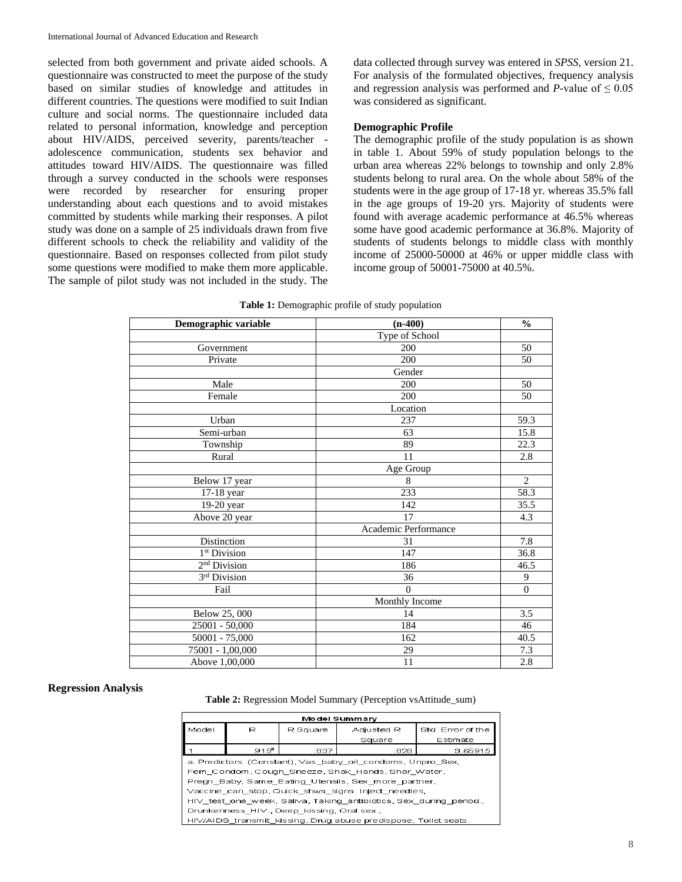selected from both government and private aided schools. A questionnaire was constructed to meet the purpose of the study based on similar studies of knowledge and attitudes in different countries. The questions were modified to suit Indian culture and social norms. The questionnaire included data related to personal information, knowledge and perception about HIV/AIDS, perceived severity, parents/teacher - adolescence communication, students sex behavior and attitudes toward HIV/AIDS. The questionnaire was filled through a survey conducted in the schools were responses were recorded by researcher for ensuring proper understanding about each questions and to avoid mistakes committed by students while marking their responses. A pilot study was done on a sample of 25 individuals drawn from five different schools to check the reliability and validity of the questionnaire. Based on responses collected from pilot study some questions were modified to make them more applicable. The sample of pilot study was not included in the study. The data collected through survey was entered in *SPSS*, version 21. For analysis of the formulated objectives, frequency analysis and regression analysis was performed and *P*-value of $\leq 0.05$ was considered as significant.

### Demographic Profile

The demographic profile of the study population is as shown in table 1. About 59% of study population belongs to the urban area whereas 22% belongs to township and only 2.8% students belong to rural area. On the whole about 58% of the students were in the age group of 17-18 yr. whereas 35.5% fall in the age groups of 19-20 yrs. Majority of students were found with average academic performance at 46.5% whereas some have good academic performance at 36.8%. Majority of students of students belongs to middle class with monthly income of 25000-50000 at 46% or upper middle class with income group of 50001-75000 at 40.5%.

**Table 1:** Demographic profile of study population

| Demographic variable | (n-400) | % |
|---|---|---|
| | Type of School | |
| Government | 200 | 50 |
| Private | 200 | 50 |
| | Gender | |
| Male | 200 | 50 |
| Female | 200 | 50 |
| | Location | |
| Urban | 237 | 59.3 |
| Semi-urban | 63 | 15.8 |
| Township | 89 | 22.3 |
| Rural | 11 | 2.8 |
| | Age Group | |
| Below 17 year | 8 | 2 |
| 17-18 year | 233 | 58.3 |
| 19-20 year | 142 | 35.5 |
| Above 20 year | 17 | 4.3 |
| | Academic Performance | |
| Distinction | 31 | 7.8 |
| 1st Division | 147 | 36.8 |
| 2nd Division | 186 | 46.5 |
| 3rd Division | 36 | 9 |
| Fail | 0 | 0 |
| | Monthly Income | |
| Below 25, 000 | 14 | 3.5 |
| 25001 - 50,000 | 184 | 46 |
| 50001 - 75,000 | 162 | 40.5 |
| 75001 - 1,00,000 | 29 | 7.3 |
| Above 1,00,000 | 11 | 2.8 |

### Regression Analysis

**Table 2:** Regression Model Summary (Perception vsAttitude_sum)

| Model | R | R Square | Adjusted R Square | Std. Error of the Estimate |
|---|---|---|---|---|
| 1 | .915[a] | .837 | .828 | 3.65915 |

a. Predictors: (Constant), Vas_baby_oil_condoms, Unpro_Sex, Fem_Condom, Cough_Sneeze, Shak_Hands, Shar_Water, Pregn_Baby, Same_Eating_Utensils, Sex_more_partner, Vaccine_can_stop, Quick_shws_signs, Inject_needles, HIV_test_one_week, Saliva, Taking_antibiotics, Sex_during_period., Drunkenness_HIV., Deep_kissing, Oral sex., HIV/AIDS_transmit_kissing, Drug abuse predispose, Toilet seats.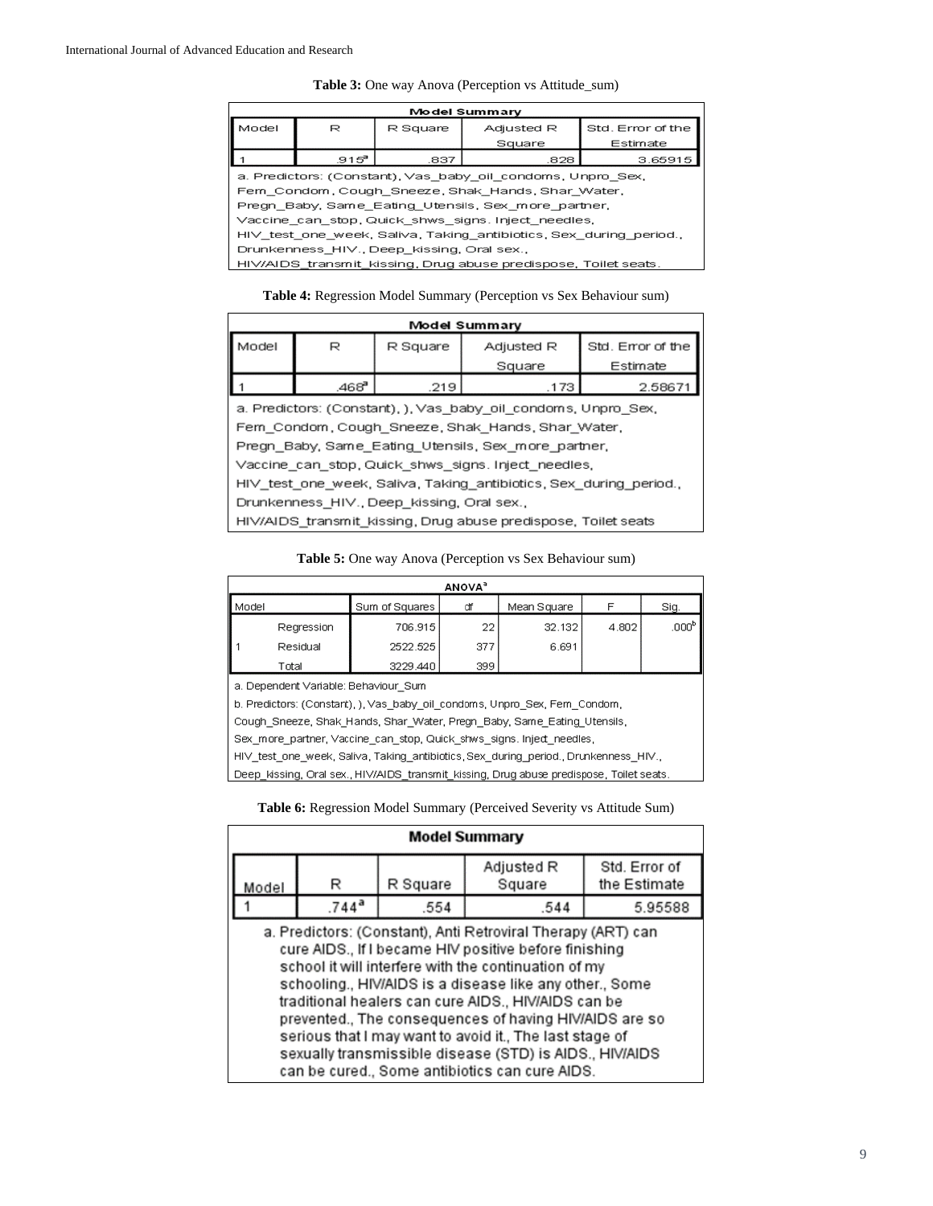**Table 3:** One way Anova (Perception vs Attitude_sum)

| Model Summary | | | | |
|---|---|---|---|---|
| Model | R | R Square | Adjusted R Square | Std. Error of the Estimate |
| 1 | .915[a] | .837 | .828 | 3.65915 |

a. Predictors: (Constant), Vas_baby_oil_condoms, Unpro_Sex, Fem_Condom, Cough_Sneeze, Shak_Hands, Shar_Water, Pregn_Baby, Same_Eating_Utensils, Sex_more_partner, Vaccine_can_stop, Quick_shws_signs. Inject_needles, HIV_test_one_week, Saliva, Taking_antibiotics, Sex_during_period., Drunkenness_HIV., Deep_kissing, Oral sex., HIV/AIDS_transmit_kissing, Drug abuse predispose, Toilet seats.

**Table 4:** Regression Model Summary (Perception vs Sex Behaviour sum)

| Model Summary | | | | |
|---|---|---|---|---|
| Model | R | R Square | Adjusted R Square | Std. Error of the Estimate |
| 1 | .468[a] | .219 | .173 | 2.58671 |

a. Predictors: (Constant), ), Vas_baby_oil_condoms, Unpro_Sex, Fem_Condom, Cough_Sneeze, Shak_Hands, Shar_Water, Pregn_Baby, Same_Eating_Utensils, Sex_more_partner, Vaccine_can_stop, Quick_shws_signs. Inject_needles, HIV_test_one_week, Saliva, Taking_antibiotics, Sex_during_period., Drunkenness_HIV., Deep_kissing, Oral sex., HIV/AIDS_transmit_kissing, Drug abuse predispose, Toilet seats

**Table 5:** One way Anova (Perception vs Sex Behaviour sum)

| ANOVA[a] | | | | | | |
|---|---|---|---|---|---|---|
| Model | | Sum of Squares | df | Mean Square | F | Sig. |
| 1 | Regression | 706.915 | 22 | 32.132 | 4.802 | .000[b] |
| | Residual | 2522.525 | 377 | 6.691 | | |
| | Total | 3229.440 | 399 | | | |

a. Dependent Variable: Behaviour_Sum

b. Predictors: (Constant), ), Vas_baby_oil_condoms, Unpro_Sex, Fem_Condom, Cough_Sneeze, Shak_Hands, Shar_Water, Pregn_Baby, Same_Eating_Utensils, Sex_more_partner, Vaccine_can_stop, Quick_shws_signs. Inject_needles, HIV_test_one_week, Saliva, Taking_antibiotics, Sex_during_period., Drunkenness_HIV., Deep_kissing, Oral sex., HIV/AIDS_transmit_kissing, Drug abuse predispose, Toilet seats.

**Table 6:** Regression Model Summary (Perceived Severity vs Attitude Sum)

| Model Summary | | | | |
|---|---|---|---|---|
| Model | R | R Square | Adjusted R Square | Std. Error of the Estimate |
| 1 | .744[a] | .554 | .544 | 5.95588 |

a. Predictors: (Constant), Anti Retroviral Therapy (ART) can cure AIDS., If I became HIV positive before finishing school it will interfere with the continuation of my schooling., HIV/AIDS is a disease like any other., Some traditional healers can cure AIDS., HIV/AIDS can be prevented., The consequences of having HIV/AIDS are so serious that I may want to avoid it., The last stage of sexually transmissible disease (STD) is AIDS., HIV/AIDS can be cured., Some antibiotics can cure AIDS.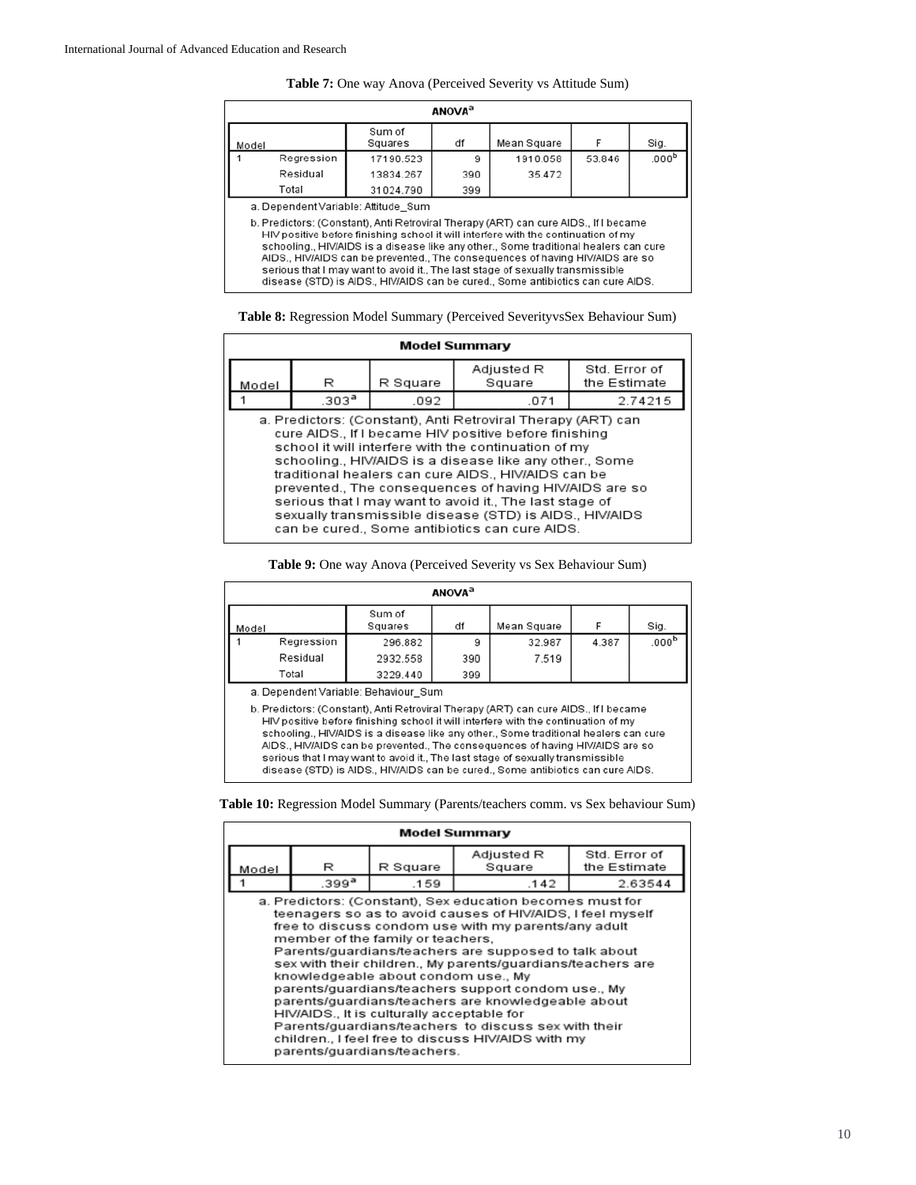**Table 7:** One way Anova (Perceived Severity vs Attitude Sum)

| ANOVA[a] | | | | | | |
|---|---|---|---|---|---|---|
| Model | | Sum of Squares | df | Mean Square | F | Sig. |
| 1 | Regression | 17190.523 | 9 | 1910.058 | 53.846 | .000[b] |
| | Residual | 13834.267 | 390 | 35.472 | | |
| | Total | 31024.790 | 399 | | | |

a. Dependent Variable: Attitude_Sum

b. Predictors: (Constant), Anti Retroviral Therapy (ART) can cure AIDS., If I became HIV positive before finishing school it will interfere with the continuation of my schooling., HIV/AIDS is a disease like any other., Some traditional healers can cure AIDS., HIV/AIDS can be prevented., The consequences of having HIV/AIDS are so serious that I may want to avoid it., The last stage of sexually transmissible disease (STD) is AIDS., HIV/AIDS can be cured., Some antibiotics can cure AIDS.

**Table 8:** Regression Model Summary (Perceived SeverityvsSex Behaviour Sum)

| Model Summary | | | | |
|---|---|---|---|---|
| Model | R | R Square | Adjusted R Square | Std. Error of the Estimate |
| 1 | .303[a] | .092 | .071 | 2.74215 |

a. Predictors: (Constant), Anti Retroviral Therapy (ART) can cure AIDS., If I became HIV positive before finishing school it will interfere with the continuation of my schooling., HIV/AIDS is a disease like any other., Some traditional healers can cure AIDS., HIV/AIDS can be prevented., The consequences of having HIV/AIDS are so serious that I may want to avoid it., The last stage of sexually transmissible disease (STD) is AIDS., HIV/AIDS can be cured., Some antibiotics can cure AIDS.

**Table 9:** One way Anova (Perceived Severity vs Sex Behaviour Sum)

| ANOVA[a] | | | | | | |
|---|---|---|---|---|---|---|
| Model | | Sum of Squares | df | Mean Square | F | Sig. |
| 1 | Regression | 296.882 | 9 | 32.987 | 4.387 | .000[b] |
| | Residual | 2932.558 | 390 | 7.519 | | |
| | Total | 3229.440 | 399 | | | |

a. Dependent Variable: Behaviour_Sum

b. Predictors: (Constant), Anti Retroviral Therapy (ART) can cure AIDS., If I became HIV positive before finishing school it will interfere with the continuation of my schooling., HIV/AIDS is a disease like any other., Some traditional healers can cure AIDS., HIV/AIDS can be prevented., The consequences of having HIV/AIDS are so serious that I may want to avoid it., The last stage of sexually transmissible disease (STD) is AIDS., HIV/AIDS can be cured., Some antibiotics can cure AIDS.

**Table 10:** Regression Model Summary (Parents/teachers comm. vs Sex behaviour Sum)

| Model Summary | | | | |
|---|---|---|---|---|
| Model | R | R Square | Adjusted R Square | Std. Error of the Estimate |
| 1 | .399[a] | .159 | .142 | 2.63544 |

a. Predictors: (Constant), Sex education becomes must for teenagers so as to avoid causes of HIV/AIDS, I feel myself free to discuss condom use with my parents/any adult member of the family or teachers, Parents/guardians/teachers are supposed to talk about sex with their children., My parents/guardians/teachers are knowledgeable about condom use., My parents/guardians/teachers support condom use., My parents/guardians/teachers are knowledgeable about HIV/AIDS., It is culturally acceptable for Parents/guardians/teachers to discuss sex with their children., I feel free to discuss HIV/AIDS with my parents/guardians/teachers.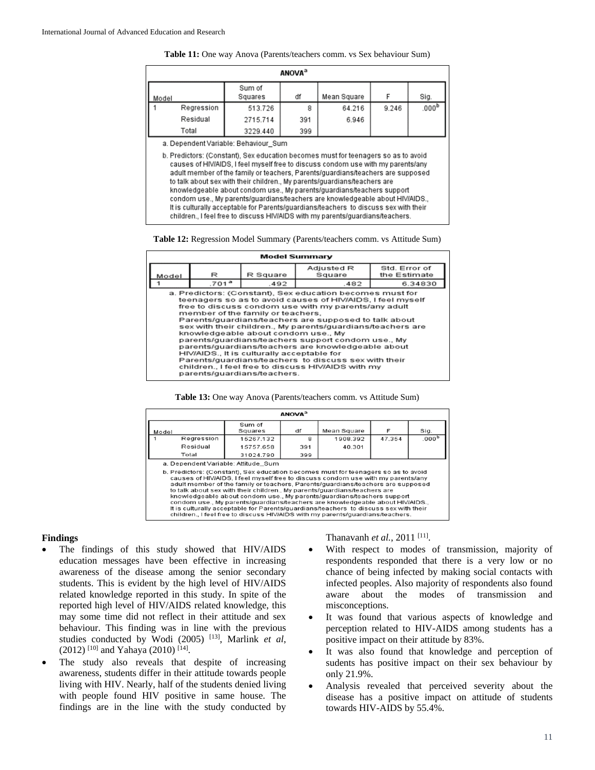**Table 11:** One way Anova (Parents/teachers comm. vs Sex behaviour Sum)

| ANOVA[a] | | | | | | |
|---|---|---|---|---|---|---|
| Model | | Sum of Squares | df | Mean Square | F | Sig. |
| 1 | Regression | 513.726 | 8 | 64.216 | 9.246 | .000[b] |
| | Residual | 2715.714 | 391 | 6.946 | | |
| | Total | 3229.440 | 399 | | | |

a. Dependent Variable: Behaviour_Sum

b. Predictors: (Constant), Sex education becomes must for teenagers so as to avoid causes of HIV/AIDS, I feel myself free to discuss condom use with my parents/any adult member of the family or teachers, Parents/guardians/teachers are supposed to talk about sex with their children., My parents/guardians/teachers are knowledgeable about condom use., My parents/guardians/teachers support condom use., My parents/guardians/teachers are knowledgeable about HIV/AIDS., It is culturally acceptable for Parents/guardians/teachers to discuss sex with their children., I feel free to discuss HIV/AIDS with my parents/guardians/teachers.

**Table 12:** Regression Model Summary (Parents/teachers comm. vs Attitude Sum)

| Model Summary | | | | |
|---|---|---|---|---|
| Model | R | R Square | Adjusted R Square | Std. Error of the Estimate |
| 1 | .701[a] | .492 | .482 | 6.34830 |

a. Predictors: (Constant), Sex education becomes must for teenagers so as to avoid causes of HIV/AIDS, I feel myself free to discuss condom use with my parents/any adult member of the family or teachers, Parents/guardians/teachers are supposed to talk about sex with their children., My parents/guardians/teachers are knowledgeable about condom use., My parents/guardians/teachers support condom use., My parents/guardians/teachers are knowledgeable about HIV/AIDS., It is culturally acceptable for Parents/guardians/teachers to discuss sex with their children., I feel free to discuss HIV/AIDS with my parents/guardians/teachers.

**Table 13:** One way Anova (Parents/teachers comm. vs Attitude Sum)

| ANOVA[a] | | | | | | |
|---|---|---|---|---|---|---|
| Model | | Sum of Squares | df | Mean Square | F | Sig. |
| 1 | Regression | 15267.132 | 8 | 1908.392 | 47.354 | .000[b] |
| | Residual | 15757.658 | 391 | 40.301 | | |
| | Total | 31024.790 | 399 | | | |

a. Dependent Variable: Attitude_Sum

b. Predictors: (Constant), Sex education becomes must for teenagers so as to avoid causes of HIV/AIDS, I feel myself free to discuss condom use with my parents/any adult member of the family or teachers, Parents/guardians/teachers are supposed to talk about sex with their children., My parents/guardians/teachers are knowledgeable about condom use., My parents/guardians/teachers support condom use., My parents/guardians/teachers are knowledgeable about HIV/AIDS., It is culturally acceptable for Parents/guardians/teachers to discuss sex with their children., I feel free to discuss HIV/AIDS with my parents/guardians/teachers.

## Findings

- The findings of this study showed that HIV/AIDS education messages have been effective in increasing awareness of the disease among the senior secondary students. This is evident by the high level of HIV/AIDS related knowledge reported in this study. In spite of the reported high level of HIV/AIDS related knowledge, this may some time did not reflect in their attitude and sex behaviour. This finding was in line with the previous studies conducted by Wodi (2005) [13], Marlink *et al*, (2012) [10] and Yahaya (2010) [14].
- The study also reveals that despite of increasing awareness, students differ in their attitude towards people living with HIV. Nearly, half of the students denied living with people found HIV positive in same house. The findings are in the line with the study conducted by Thanavanh *et al.*, 2011 [11].
- With respect to modes of transmission, majority of respondents responded that there is a very low or no chance of being infected by making social contacts with infected peoples. Also majority of respondents also found aware about the modes of transmission and misconceptions.
- It was found that various aspects of knowledge and perception related to HIV-AIDS among students has a positive impact on their attitude by 83%.
- It was also found that knowledge and perception of sudents has positive impact on their sex behaviour by only 21.9%.
- Analysis revealed that perceived severity about the disease has a positive impact on attitude of students towards HIV-AIDS by 55.4%.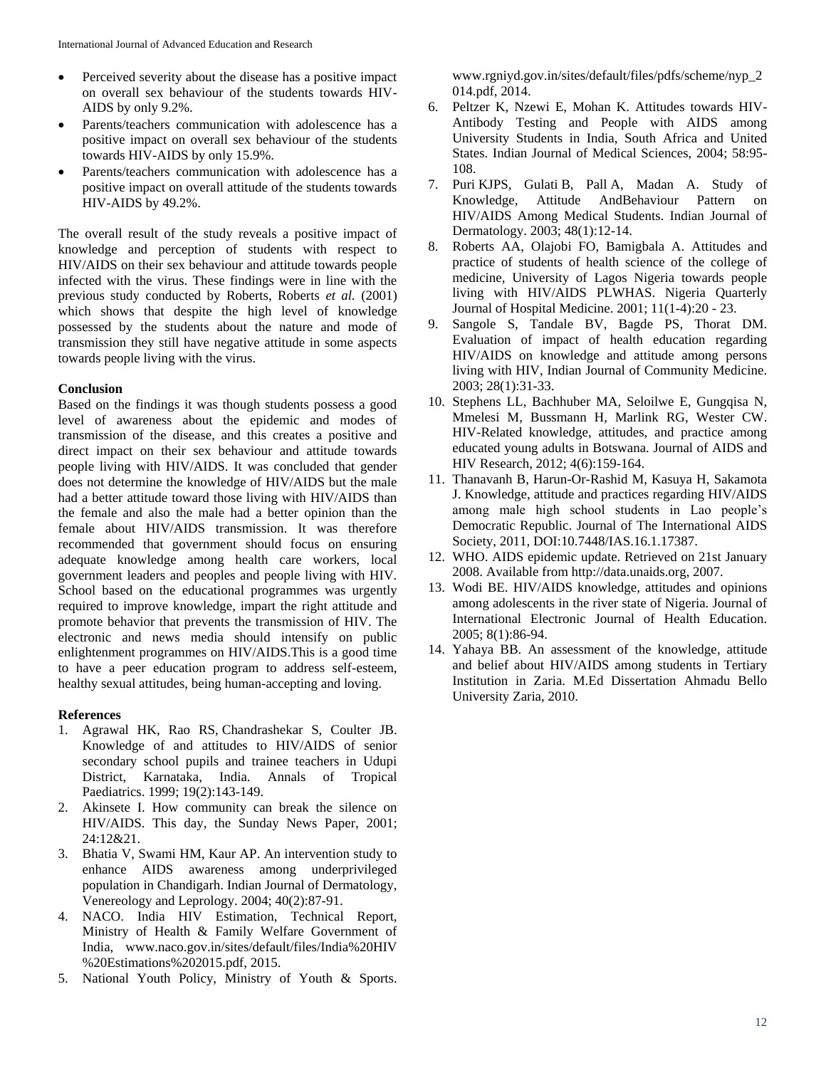- Perceived severity about the disease has a positive impact on overall sex behaviour of the students towards HIV-AIDS by only 9.2%.
- Parents/teachers communication with adolescence has a positive impact on overall sex behaviour of the students towards HIV-AIDS by only 15.9%.
- Parents/teachers communication with adolescence has a positive impact on overall attitude of the students towards HIV-AIDS by 49.2%.

The overall result of the study reveals a positive impact of knowledge and perception of students with respect to HIV/AIDS on their sex behaviour and attitude towards people infected with the virus. These findings were in line with the previous study conducted by Roberts, Roberts *et al.* (2001) which shows that despite the high level of knowledge possessed by the students about the nature and mode of transmission they still have negative attitude in some aspects towards people living with the virus.

**Conclusion**

Based on the findings it was though students possess a good level of awareness about the epidemic and modes of transmission of the disease, and this creates a positive and direct impact on their sex behaviour and attitude towards people living with HIV/AIDS. It was concluded that gender does not determine the knowledge of HIV/AIDS but the male had a better attitude toward those living with HIV/AIDS than the female and also the male had a better opinion than the female about HIV/AIDS transmission. It was therefore recommended that government should focus on ensuring adequate knowledge among health care workers, local government leaders and peoples and people living with HIV. School based on the educational programmes was urgently required to improve knowledge, impart the right attitude and promote behavior that prevents the transmission of HIV. The electronic and news media should intensify on public enlightenment programmes on HIV/AIDS.This is a good time to have a peer education program to address self-esteem, healthy sexual attitudes, being human-accepting and loving.

**References**

1. Agrawal HK, Rao RS, Chandrashekar S, Coulter JB. Knowledge of and attitudes to HIV/AIDS of senior secondary school pupils and trainee teachers in Udupi District, Karnataka, India. Annals of Tropical Paediatrics. 1999; 19(2):143-149.
2. Akinsete I. How community can break the silence on HIV/AIDS. This day, the Sunday News Paper, 2001; 24:12&21.
3. Bhatia V, Swami HM, Kaur AP. An intervention study to enhance AIDS awareness among underprivileged population in Chandigarh. Indian Journal of Dermatology, Venereology and Leprology. 2004; 40(2):87-91.
4. NACO. India HIV Estimation, Technical Report, Ministry of Health & Family Welfare Government of India, www.naco.gov.in/sites/default/files/India%20HIV%20Estimations%202015.pdf, 2015.
5. National Youth Policy, Ministry of Youth & Sports. www.rgniyd.gov.in/sites/default/files/pdfs/scheme/nyp_2014.pdf, 2014.
6. Peltzer K, Nzewi E, Mohan K. Attitudes towards HIV-Antibody Testing and People with AIDS among University Students in India, South Africa and United States. Indian Journal of Medical Sciences, 2004; 58:95-108.
7. Puri KJPS, Gulati B, Pall A, Madan A. Study of Knowledge, Attitude AndBehaviour Pattern on HIV/AIDS Among Medical Students. Indian Journal of Dermatology. 2003; 48(1):12-14.
8. Roberts AA, Olajobi FO, Bamigbala A. Attitudes and practice of students of health science of the college of medicine, University of Lagos Nigeria towards people living with HIV/AIDS PLWHAS. Nigeria Quarterly Journal of Hospital Medicine. 2001; 11(1-4):20 - 23.
9. Sangole S, Tandale BV, Bagde PS, Thorat DM. Evaluation of impact of health education regarding HIV/AIDS on knowledge and attitude among persons living with HIV, Indian Journal of Community Medicine. 2003; 28(1):31-33.
10. Stephens LL, Bachhuber MA, Seloilwe E, Gungqisa N, Mmelesi M, Bussmann H, Marlink RG, Wester CW. HIV-Related knowledge, attitudes, and practice among educated young adults in Botswana. Journal of AIDS and HIV Research, 2012; 4(6):159-164.
11. Thanavanh B, Harun-Or-Rashid M, Kasuya H, Sakamota J. Knowledge, attitude and practices regarding HIV/AIDS among male high school students in Lao people's Democratic Republic. Journal of The International AIDS Society, 2011, DOI:10.7448/IAS.16.1.17387.
12. WHO. AIDS epidemic update. Retrieved on 21st January 2008. Available from http://data.unaids.org, 2007.
13. Wodi BE. HIV/AIDS knowledge, attitudes and opinions among adolescents in the river state of Nigeria. Journal of International Electronic Journal of Health Education. 2005; 8(1):86-94.
14. Yahaya BB. An assessment of the knowledge, attitude and belief about HIV/AIDS among students in Tertiary Institution in Zaria. M.Ed Dissertation Ahmadu Bello University Zaria, 2010.